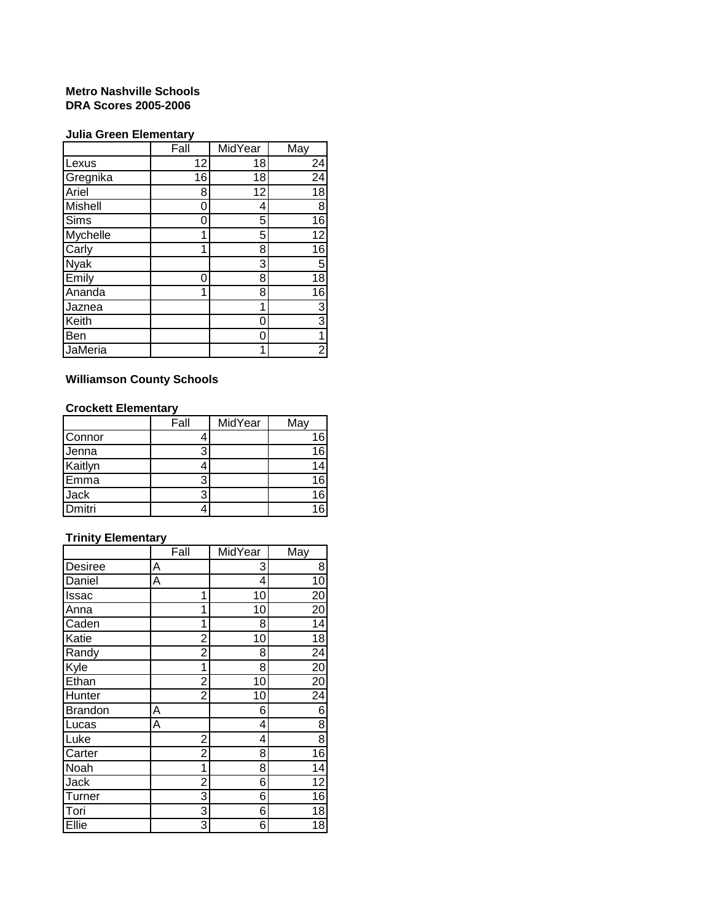**Metro Nashville Schools**
**DRA Scores 2005-2006**

**Julia Green Elementary**

| | Fall | MidYear | May |
|---|---|---|---|
| Lexus | 12 | 18 | 24 |
| Gregnika | 16 | 18 | 24 |
| Ariel | 8 | 12 | 18 |
| Mishell | 0 | 4 | 8 |
| Sims | 0 | 5 | 16 |
| Mychelle | 1 | 5 | 12 |
| Carly | 1 | 8 | 16 |
| Nyak | | 3 | 5 |
| Emily | 0 | 8 | 18 |
| Ananda | 1 | 8 | 16 |
| Jaznea | | 1 | 3 |
| Keith | | 0 | 3 |
| Ben | | 0 | 1 |
| JaMeria | | 1 | 2 |

**Williamson County Schools**

**Crockett Elementary**

| | Fall | MidYear | May |
|---|---|---|---|
| Connor | 4 | | 16 |
| Jenna | 3 | | 16 |
| Kaitlyn | 4 | | 14 |
| Emma | 3 | | 16 |
| Jack | 3 | | 16 |
| Dmitri | 4 | | 16 |

**Trinity Elementary**

| | Fall | MidYear | May |
|---|---|---|---|
| Desiree | A | 3 | 8 |
| Daniel | A | 4 | 10 |
| Issac | 1 | 10 | 20 |
| Anna | 1 | 10 | 20 |
| Caden | 1 | 8 | 14 |
| Katie | 2 | 10 | 18 |
| Randy | 2 | 8 | 24 |
| Kyle | 1 | 8 | 20 |
| Ethan | 2 | 10 | 20 |
| Hunter | 2 | 10 | 24 |
| Brandon | A | 6 | 6 |
| Lucas | A | 4 | 8 |
| Luke | 2 | 4 | 8 |
| Carter | 2 | 8 | 16 |
| Noah | 1 | 8 | 14 |
| Jack | 2 | 6 | 12 |
| Turner | 3 | 6 | 16 |
| Tori | 3 | 6 | 18 |
| Ellie | 3 | 6 | 18 |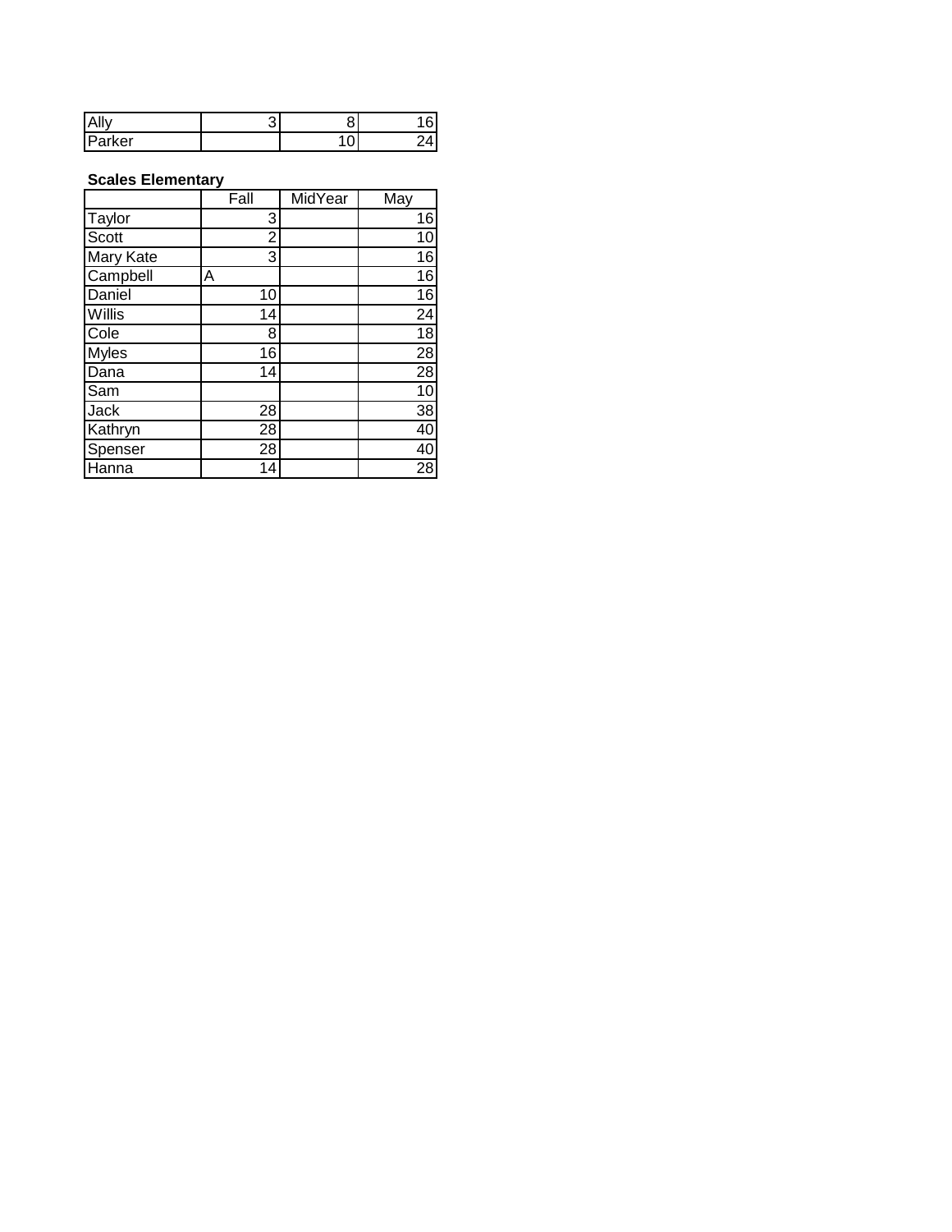| | | | |
|---|---|---|---|
| Ally | 3 | 8 | 16 |
| Parker | | 10 | 24 |

**Scales Elementary**

| | Fall | MidYear | May |
|---|---|---|---|
| Taylor | 3 | | 16 |
| Scott | 2 | | 10 |
| Mary Kate | 3 | | 16 |
| Campbell | A | | 16 |
| Daniel | 10 | | 16 |
| Willis | 14 | | 24 |
| Cole | 8 | | 18 |
| Myles | 16 | | 28 |
| Dana | 14 | | 28 |
| Sam | | | 10 |
| Jack | 28 | | 38 |
| Kathryn | 28 | | 40 |
| Spenser | 28 | | 40 |
| Hanna | 14 | | 28 |